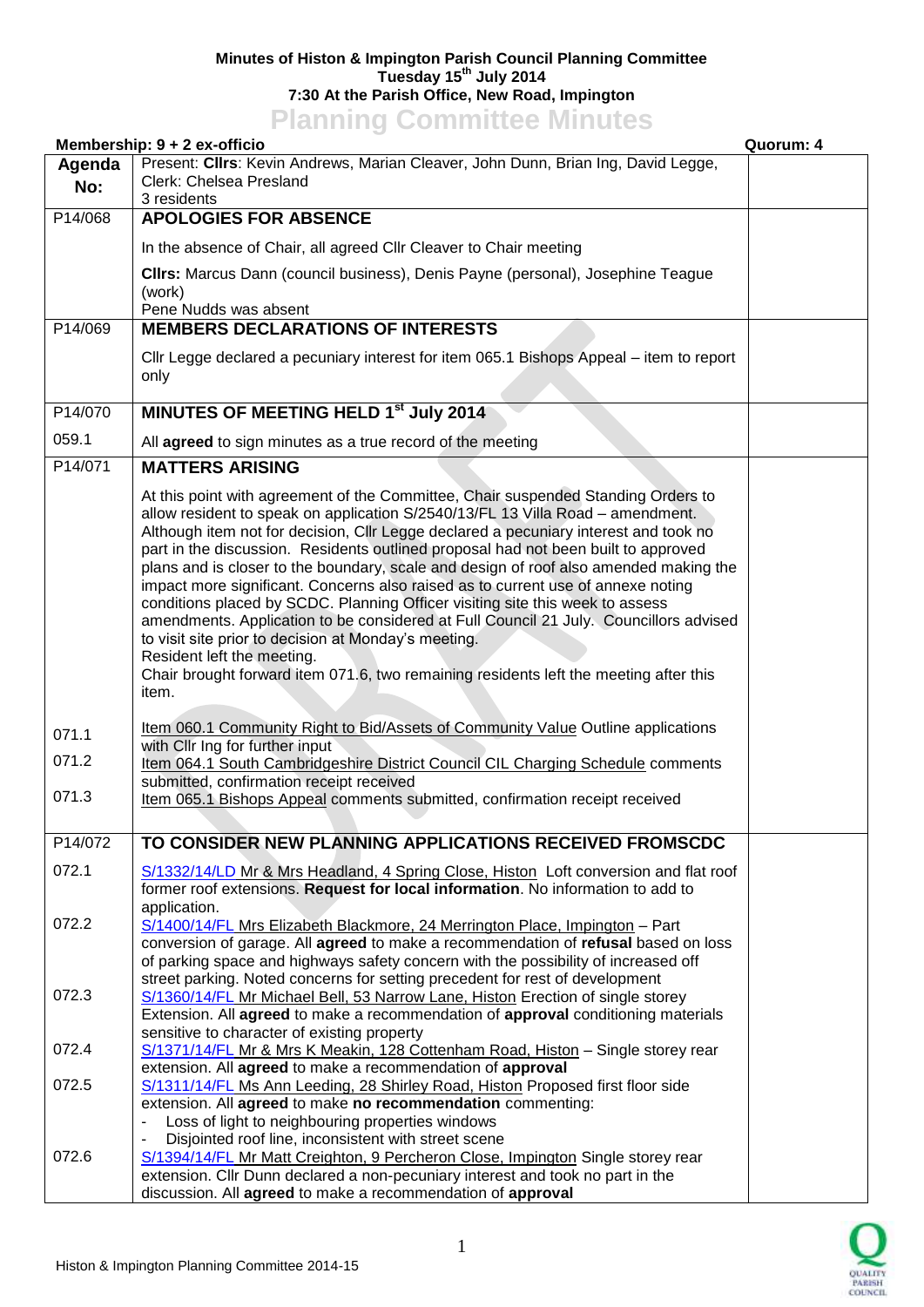**Minutes of Histon & Impington Parish Council Planning Committee**
**Tuesday 15th July 2014**
**7:30 At the Parish Office, New Road, Impington**

# Planning Committee Minutes

**Membership: 9 + 2 ex-officio** | **Quorum: 4**

| Agenda No: | Present: **Cllrs**: Kevin Andrews, Marian Cleaver, John Dunn, Brian Ing, David Legge, Clerk: Chelsea Presland 3 residents | |
|---|---|---|
| P14/068 | **APOLOGIES FOR ABSENCE** | |
| | In the absence of Chair, all agreed Cllr Cleaver to Chair meeting<br><br>**Cllrs:** Marcus Dann (council business), Denis Payne (personal), Josephine Teague (work)<br>Pene Nudds was absent | |
| P14/069 | **MEMBERS DECLARATIONS OF INTERESTS** | |
| | Cllr Legge declared a pecuniary interest for item 065.1 Bishops Appeal – item to report only | |
| P14/070 | **MINUTES OF MEETING HELD 1st July 2014** | |
| 059.1 | All **agreed** to sign minutes as a true record of the meeting | |
| P14/071 | **MATTERS ARISING** | |
| | At this point with agreement of the Committee, Chair suspended Standing Orders to allow resident to speak on application S/2540/13/FL 13 Villa Road – amendment. Although item not for decision, Cllr Legge declared a pecuniary interest and took no part in the discussion. Residents outlined proposal had not been built to approved plans and is closer to the boundary, scale and design of roof also amended making the impact more significant. Concerns also raised as to current use of annexe noting conditions placed by SCDC. Planning Officer visiting site this week to assess amendments. Application to be considered at Full Council 21 July. Councillors advised to visit site prior to decision at Monday's meeting.<br>Resident left the meeting.<br>Chair brought forward item 071.6, two remaining residents left the meeting after this item. | |
| 071.1 | Item 060.1 Community Right to Bid/Assets of Community Value Outline applications with Cllr Ing for further input | |
| 071.2 | Item 064.1 South Cambridgeshire District Council CIL Charging Schedule comments submitted, confirmation receipt received | |
| 071.3 | Item 065.1 Bishops Appeal comments submitted, confirmation receipt received | |
| P14/072 | **TO CONSIDER NEW PLANNING APPLICATIONS RECEIVED FROMSCDC** | |
| 072.1 | S/1332/14/LD Mr & Mrs Headland, 4 Spring Close, Histon Loft conversion and flat roof former roof extensions. **Request for local information**. No information to add to application. | |
| 072.2 | S/1400/14/FL Mrs Elizabeth Blackmore, 24 Merrington Place, Impington – Part conversion of garage. All **agreed** to make a recommendation of **refusal** based on loss of parking space and highways safety concern with the possibility of increased off street parking. Noted concerns for setting precedent for rest of development | |
| 072.3 | S/1360/14/FL Mr Michael Bell, 53 Narrow Lane, Histon Erection of single storey Extension. All **agreed** to make a recommendation of **approval** conditioning materials sensitive to character of existing property | |
| 072.4 | S/1371/14/FL Mr & Mrs K Meakin, 128 Cottenham Road, Histon – Single storey rear extension. All **agreed** to make a recommendation of **approval** | |
| 072.5 | S/1311/14/FL Ms Ann Leeding, 28 Shirley Road, Histon Proposed first floor side extension. All **agreed** to make **no recommendation** commenting:<br>- Loss of light to neighbouring properties windows<br>- Disjointed roof line, inconsistent with street scene | |
| 072.6 | S/1394/14/FL Mr Matt Creighton, 9 Percheron Close, Impington Single storey rear extension. Cllr Dunn declared a non-pecuniary interest and took no part in the discussion. All **agreed** to make a recommendation of **approval** | |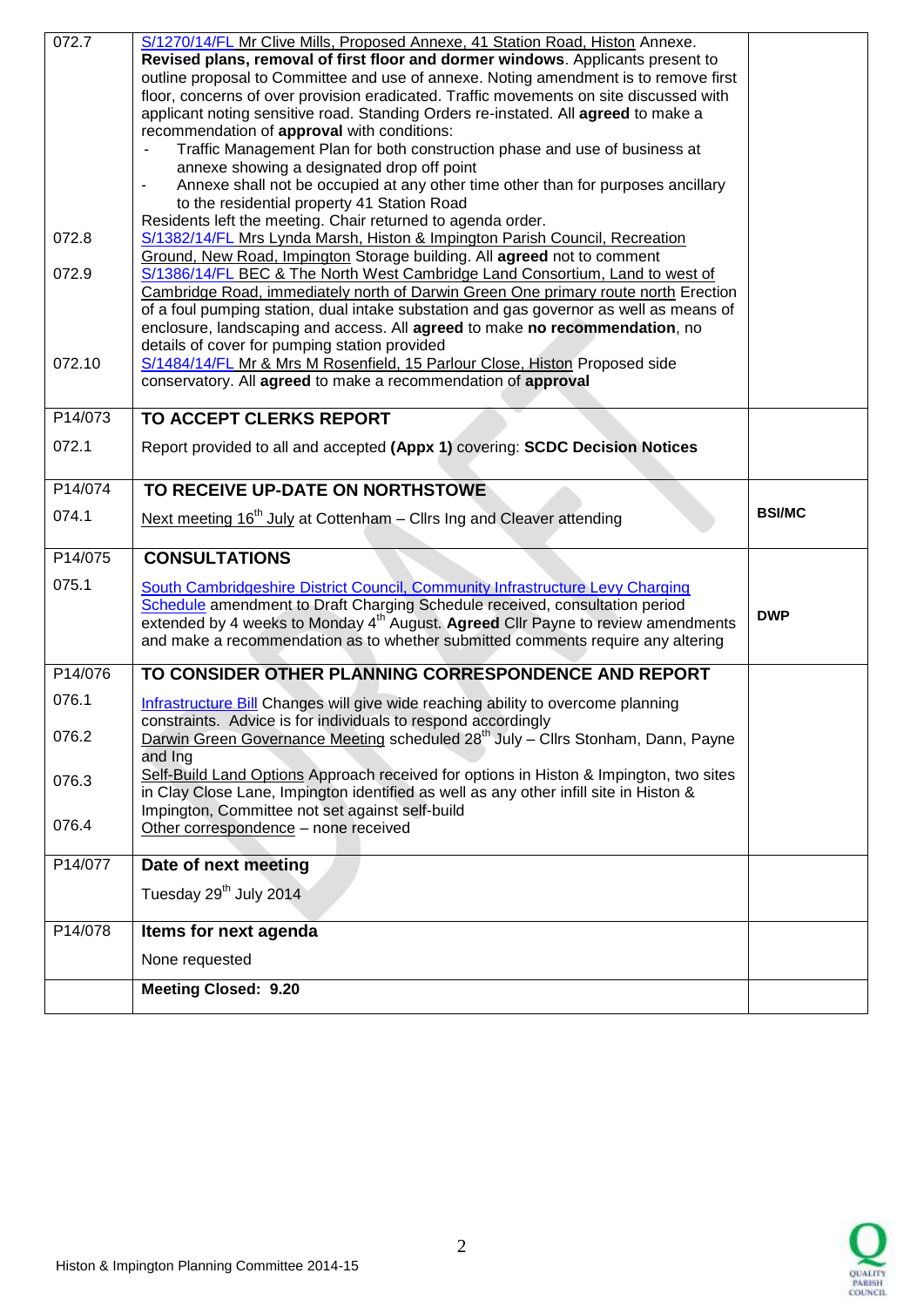| | | |
|---|---|---|
| 072.7 | S/1270/14/FL Mr Clive Mills, Proposed Annexe, 41 Station Road, Histon Annexe. **Revised plans, removal of first floor and dormer windows**. Applicants present to outline proposal to Committee and use of annexe. Noting amendment is to remove first floor, concerns of over provision eradicated. Traffic movements on site discussed with applicant noting sensitive road. Standing Orders re-instated. All **agreed** to make a recommendation of **approval** with conditions:<br>- Traffic Management Plan for both construction phase and use of business at annexe showing a designated drop off point<br>- Annexe shall not be occupied at any other time other than for purposes ancillary to the residential property 41 Station Road<br>Residents left the meeting. Chair returned to agenda order. | |
| 072.8 | S/1382/14/FL Mrs Lynda Marsh, Histon & Impington Parish Council, Recreation Ground, New Road, Impington Storage building. All **agreed** not to comment | |
| 072.9 | S/1386/14/FL BEC & The North West Cambridge Land Consortium, Land to west of Cambridge Road, immediately north of Darwin Green One primary route north Erection of a foul pumping station, dual intake substation and gas governor as well as means of enclosure, landscaping and access. All **agreed** to make **no recommendation**, no details of cover for pumping station provided | |
| 072.10 | S/1484/14/FL Mr & Mrs M Rosenfield, 15 Parlour Close, Histon Proposed side conservatory. All **agreed** to make a recommendation of **approval** | |
| P14/073 | **TO ACCEPT CLERKS REPORT** | |
| 072.1 | Report provided to all and accepted **(Appx 1)** covering: **SCDC Decision Notices** | |
| P14/074 | **TO RECEIVE UP-DATE ON NORTHSTOWE** | |
| 074.1 | Next meeting 16th July at Cottenham – Cllrs Ing and Cleaver attending | **BSI/MC** |
| P14/075 | **CONSULTATIONS** | |
| 075.1 | South Cambridgeshire District Council, Community Infrastructure Levy Charging Schedule amendment to Draft Charging Schedule received, consultation period extended by 4 weeks to Monday 4th August. **Agreed** Cllr Payne to review amendments and make a recommendation as to whether submitted comments require any altering | **DWP** |
| P14/076 | **TO CONSIDER OTHER PLANNING CORRESPONDENCE AND REPORT** | |
| 076.1 | Infrastructure Bill Changes will give wide reaching ability to overcome planning constraints. Advice is for individuals to respond accordingly | |
| 076.2 | Darwin Green Governance Meeting scheduled 28th July – Cllrs Stonham, Dann, Payne and Ing | |
| 076.3 | Self-Build Land Options Approach received for options in Histon & Impington, two sites in Clay Close Lane, Impington identified as well as any other infill site in Histon & Impington, Committee not set against self-build | |
| 076.4 | Other correspondence – none received | |
| P14/077 | **Date of next meeting**<br>Tuesday 29th July 2014 | |
| P14/078 | **Items for next agenda**<br>None requested | |
| | **Meeting Closed: 9.20** | |